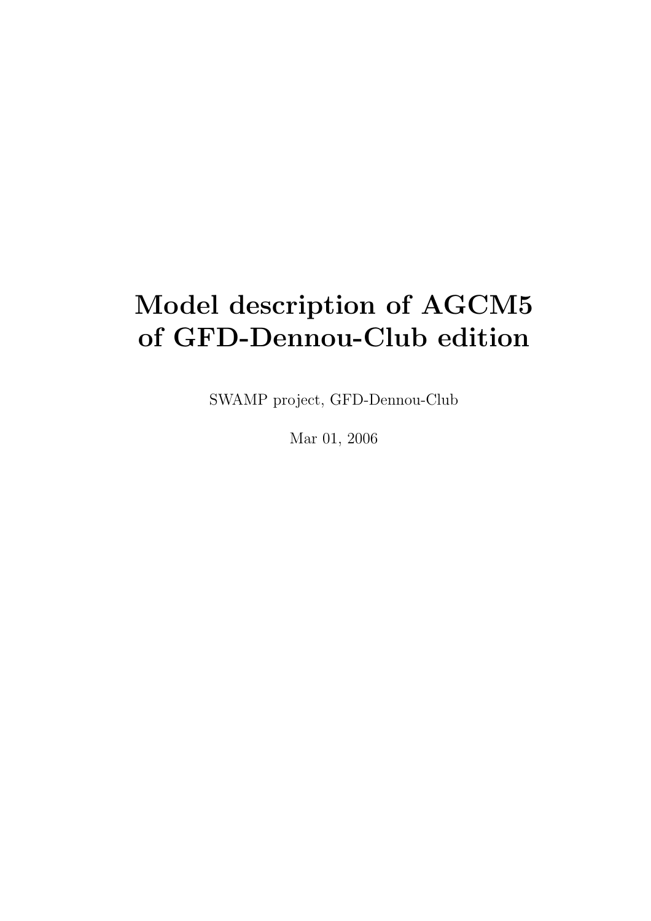# Model description of AGCM5 of GFD-Dennou-Club edition

SWAMP project, GFD-Dennou-Club

Mar 01, 2006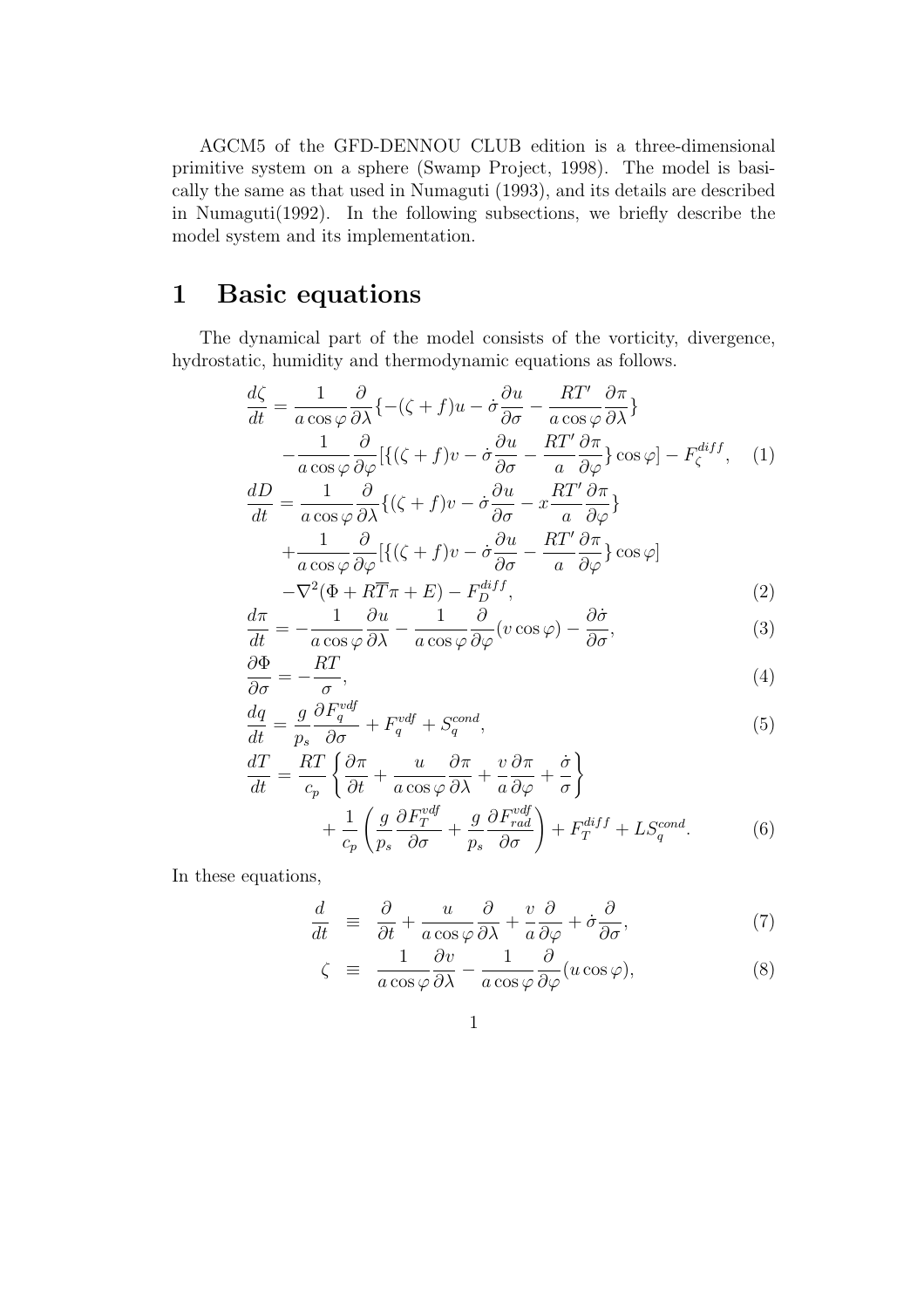AGCM5 of the GFD-DENNOU CLUB edition is a three-dimensional primitive system on a sphere (Swamp Project, 1998). The model is basically the same as that used in Numaguti (1993), and its details are described in Numaguti(1992). In the following subsections, we briefly describe the model system and its implementation.

# 1 Basic equations

The dynamical part of the model consists of the vorticity, divergence, hydrostatic, humidity and thermodynamic equations as follows.

$$
\begin{aligned}
\frac{d\zeta}{dt} &= \frac{1}{a\cos\varphi}\frac{\partial}{\partial\lambda}\{-(\zeta+f)u - \dot{\sigma}\frac{\partial u}{\partial\sigma} - \frac{RT'}{a\cos\varphi}\frac{\partial\pi}{\partial\lambda}\} \\
&\quad -\frac{1}{a\cos\varphi}\frac{\partial}{\partial\varphi}[\{(\zeta+f)v - \dot{\sigma}\frac{\partial u}{\partial\sigma} - \frac{RT'}{a}\frac{\partial\pi}{\partial\varphi}\}\cos\varphi] - F_{\zeta}^{diff}, \quad (1)
\end{aligned}
$$

$$
\begin{aligned}
\frac{dD}{dt} &= \frac{1}{a\cos\varphi}\frac{\partial}{\partial\lambda}\{(\zeta+f)v - \dot{\sigma}\frac{\partial u}{\partial\sigma} - x\frac{RT'}{a}\frac{\partial\pi}{\partial\varphi}\} \\
&\quad +\frac{1}{a\cos\varphi}\frac{\partial}{\partial\varphi}[\{(\zeta+f)v - \dot{\sigma}\frac{\partial u}{\partial\sigma} - \frac{RT'}{a}\frac{\partial\pi}{\partial\varphi}\}\cos\varphi] \\
&\quad -\nabla^2(\Phi + R\overline{T}\pi + E) - F_D^{diff}, \quad (2)
\end{aligned}
$$

$$
\frac{d\pi}{dt} = -\frac{1}{a\cos\varphi}\frac{\partial u}{\partial\lambda} - \frac{1}{a\cos\varphi}\frac{\partial}{\partial\varphi}(v\cos\varphi) - \frac{\partial\dot{\sigma}}{\partial\sigma}, \quad (3)
$$

$$
\frac{\partial\Phi}{\partial\sigma} = -\frac{RT}{\sigma}, \quad (4)
$$

$$
\frac{dq}{dt} = \frac{g}{p_s}\frac{\partial F_q^{vdf}}{\partial\sigma} + F_q^{vdf} + S_q^{cond}, \quad (5)
$$

$$
\begin{aligned}
\frac{dT}{dt} &= \frac{RT}{c_p}\left\{\frac{\partial\pi}{\partial t} + \frac{u}{a\cos\varphi}\frac{\partial\pi}{\partial\lambda} + \frac{v}{a}\frac{\partial\pi}{\partial\varphi} + \frac{\dot{\sigma}}{\sigma}\right\} \\
&\quad + \frac{1}{c_p}\left(\frac{g}{p_s}\frac{\partial F_T^{vdf}}{\partial\sigma} + \frac{g}{p_s}\frac{\partial F_{rad}^{vdf}}{\partial\sigma}\right) + F_T^{diff} + LS_q^{cond}. \quad (6)
\end{aligned}
$$

In these equations,

$$
\frac{d}{dt} \equiv \frac{\partial}{\partial t} + \frac{u}{a\cos\varphi}\frac{\partial}{\partial\lambda} + \frac{v}{a}\frac{\partial}{\partial\varphi} + \dot{\sigma}\frac{\partial}{\partial\sigma}, \quad (7)
$$

$$
\zeta \equiv \frac{1}{a\cos\varphi}\frac{\partial v}{\partial\lambda} - \frac{1}{a\cos\varphi}\frac{\partial}{\partial\varphi}(u\cos\varphi), \quad (8)
$$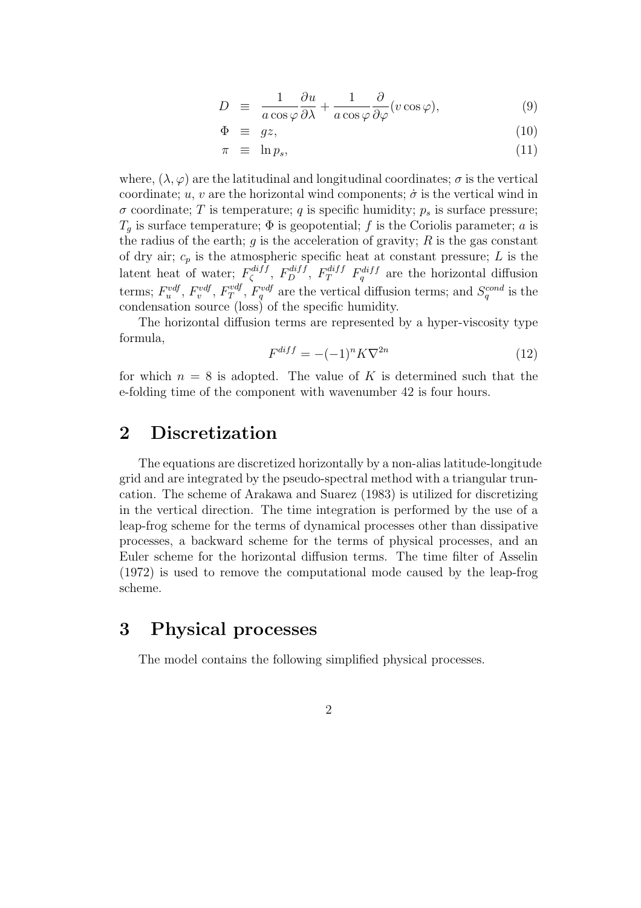$$D \equiv \frac{1}{a\cos\varphi}\frac{\partial u}{\partial\lambda} + \frac{1}{a\cos\varphi}\frac{\partial}{\partial\varphi}(v\cos\varphi), \quad (9)$$

$$\Phi \equiv gz, \quad (10)$$

$$\pi \equiv \ln p_s, \quad (11)$$

where, $(\lambda, \varphi)$ are the latitudinal and longitudinal coordinates; $\sigma$ is the vertical coordinate; $u$, $v$ are the horizontal wind components; $\dot{\sigma}$ is the vertical wind in $\sigma$ coordinate; $T$ is temperature; $q$ is specific humidity; $p_s$ is surface pressure; $T_g$ is surface temperature; $\Phi$ is geopotential; $f$ is the Coriolis parameter; $a$ is the radius of the earth; $g$ is the acceleration of gravity; $R$ is the gas constant of dry air; $c_p$ is the atmospheric specific heat at constant pressure; $L$ is the latent heat of water; $F_\zeta^{diff}$, $F_D^{diff}$, $F_T^{diff}$ $F_q^{diff}$ are the horizontal diffusion terms; $F_u^{vdf}$, $F_v^{vdf}$, $F_T^{vdf}$, $F_q^{vdf}$ are the vertical diffusion terms; and $S_q^{cond}$ is the condensation source (loss) of the specific humidity.

The horizontal diffusion terms are represented by a hyper-viscosity type formula,

$$F^{diff} = -(-1)^n K \nabla^{2n} \quad (12)$$

for which $n = 8$ is adopted. The value of $K$ is determined such that the e-folding time of the component with wavenumber 42 is four hours.

## 2 Discretization

The equations are discretized horizontally by a non-alias latitude-longitude grid and are integrated by the pseudo-spectral method with a triangular truncation. The scheme of Arakawa and Suarez (1983) is utilized for discretizing in the vertical direction. The time integration is performed by the use of a leap-frog scheme for the terms of dynamical processes other than dissipative processes, a backward scheme for the terms of physical processes, and an Euler scheme for the horizontal diffusion terms. The time filter of Asselin (1972) is used to remove the computational mode caused by the leap-frog scheme.

## 3 Physical processes

The model contains the following simplified physical processes.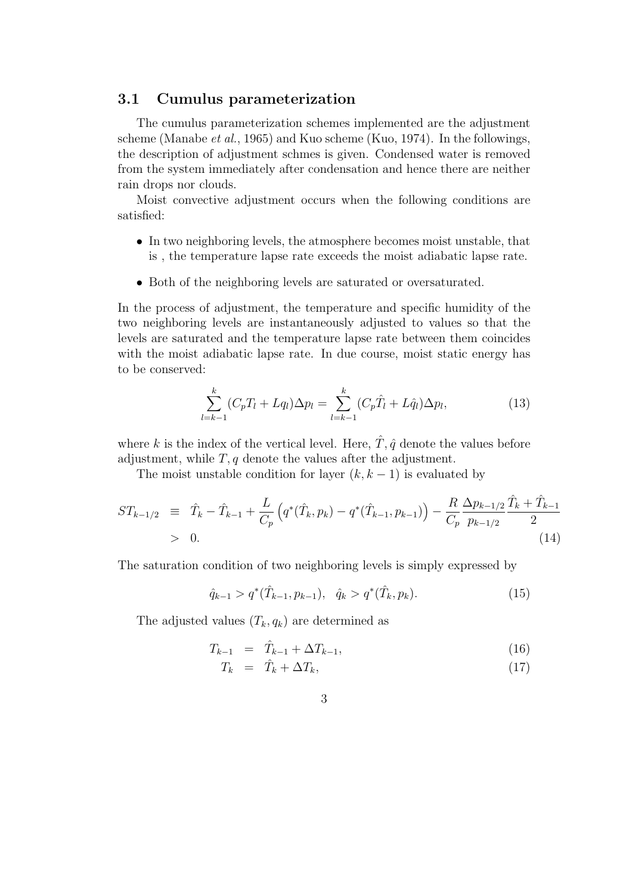### 3.1 Cumulus parameterization

The cumulus parameterization schemes implemented are the adjustment scheme (Manabe *et al.*, 1965) and Kuo scheme (Kuo, 1974). In the followings, the description of adjustment schmes is given. Condensed water is removed from the system immediately after condensation and hence there are neither rain drops nor clouds.

Moist convective adjustment occurs when the following conditions are satisfied:

- In two neighboring levels, the atmosphere becomes moist unstable, that is , the temperature lapse rate exceeds the moist adiabatic lapse rate.
- Both of the neighboring levels are saturated or oversaturated.

In the process of adjustment, the temperature and specific humidity of the two neighboring levels are instantaneously adjusted to values so that the levels are saturated and the temperature lapse rate between them coincides with the moist adiabatic lapse rate. In due course, moist static energy has to be conserved:

$$\sum_{l=k-1}^{k} (C_p T_l + L q_l) \Delta p_l = \sum_{l=k-1}^{k} (C_p \hat{T}_l + L \hat{q}_l) \Delta p_l, \tag{13}$$

where $k$ is the index of the vertical level. Here, $\hat{T}, \hat{q}$ denote the values before adjustment, while $T, q$ denote the values after the adjustment.

The moist unstable condition for layer $(k, k-1)$ is evaluated by

$$\begin{aligned} ST_{k-1/2} &\equiv \hat{T}_k - \hat{T}_{k-1} + \frac{L}{C_p}\left( q^*(\hat{T}_k, p_k) - q^*(\hat{T}_{k-1}, p_{k-1}) \right) - \frac{R}{C_p} \frac{\Delta p_{k-1/2}}{p_{k-1/2}} \frac{\hat{T}_k + \hat{T}_{k-1}}{2} \\ &> 0. \end{aligned} \tag{14}$$

The saturation condition of two neighboring levels is simply expressed by

$$\hat{q}_{k-1} > q^*(\hat{T}_{k-1}, p_{k-1}), \quad \hat{q}_k > q^*(\hat{T}_k, p_k). \tag{15}$$

The adjusted values $(T_k, q_k)$ are determined as

$$T_{k-1} = \hat{T}_{k-1} + \Delta T_{k-1}, \tag{16}$$

$$T_k = \hat{T}_k + \Delta T_k, \tag{17}$$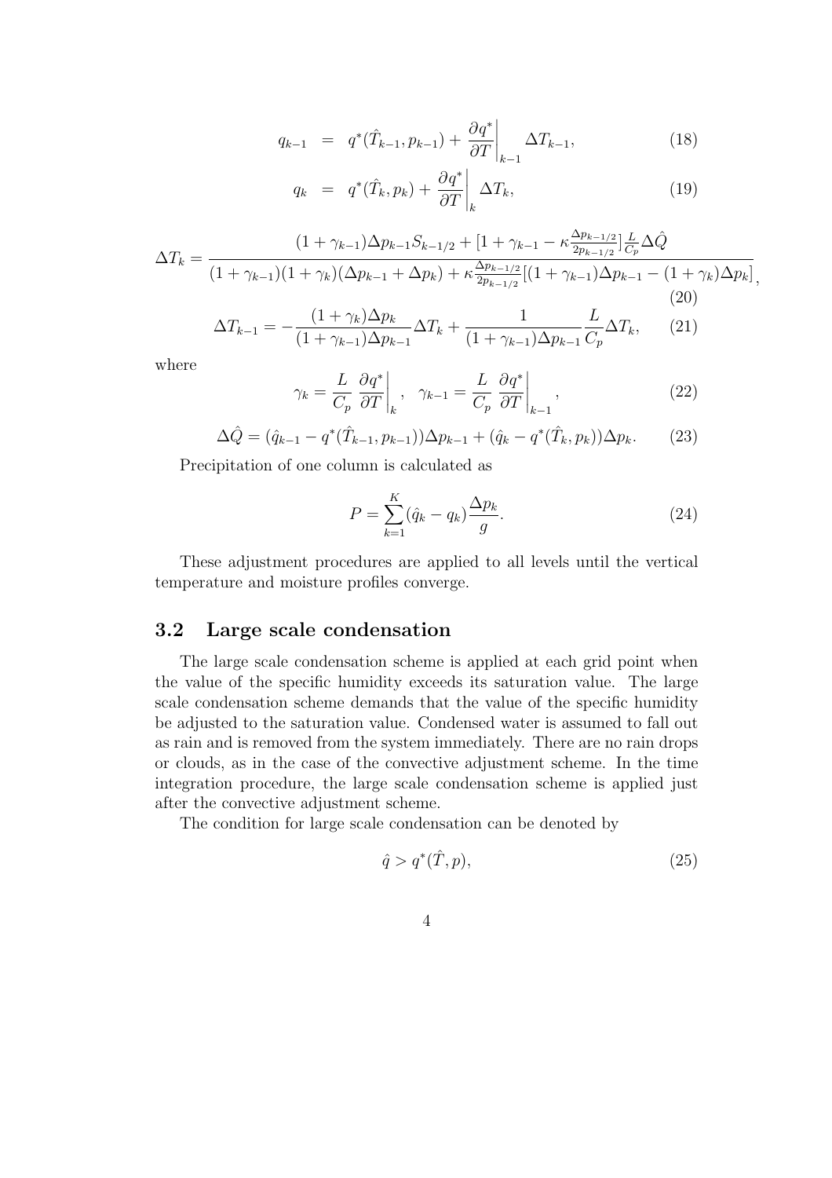$$q_{k-1} = q^*(\hat{T}_{k-1}, p_{k-1}) + \left.\frac{\partial q^*}{\partial T}\right|_{k-1} \Delta T_{k-1}, \tag{18}$$

$$q_k = q^*(\hat{T}_k, p_k) + \left.\frac{\partial q^*}{\partial T}\right|_{k} \Delta T_k, \tag{19}$$

$$\Delta T_k = \frac{(1+\gamma_{k-1})\Delta p_{k-1} S_{k-1/2} + [1+\gamma_{k-1} - \kappa\frac{\Delta p_{k-1/2}}{2p_{k-1/2}}]\frac{L}{C_p}\Delta\hat{Q}}{(1+\gamma_{k-1})(1+\gamma_k)(\Delta p_{k-1}+\Delta p_k) + \kappa\frac{\Delta p_{k-1/2}}{2p_{k-1/2}}[(1+\gamma_{k-1})\Delta p_{k-1} - (1+\gamma_k)\Delta p_k]}, \tag{20}$$

$$\Delta T_{k-1} = -\frac{(1+\gamma_k)\Delta p_k}{(1+\gamma_{k-1})\Delta p_{k-1}}\Delta T_k + \frac{1}{(1+\gamma_{k-1})\Delta p_{k-1}}\frac{L}{C_p}\Delta T_k, \tag{21}$$

where

$$\gamma_k = \frac{L}{C_p}\left.\frac{\partial q^*}{\partial T}\right|_k, \quad \gamma_{k-1} = \frac{L}{C_p}\left.\frac{\partial q^*}{\partial T}\right|_{k-1}, \tag{22}$$

$$\Delta\hat{Q} = (\hat{q}_{k-1} - q^*(\hat{T}_{k-1}, p_{k-1}))\Delta p_{k-1} + (\hat{q}_k - q^*(\hat{T}_k, p_k))\Delta p_k. \tag{23}$$

Precipitation of one column is calculated as

$$P = \sum_{k=1}^{K}(\hat{q}_k - q_k)\frac{\Delta p_k}{g}. \tag{24}$$

These adjustment procedures are applied to all levels until the vertical temperature and moisture profiles converge.

### 3.2 Large scale condensation

The large scale condensation scheme is applied at each grid point when the value of the specific humidity exceeds its saturation value. The large scale condensation scheme demands that the value of the specific humidity be adjusted to the saturation value. Condensed water is assumed to fall out as rain and is removed from the system immediately. There are no rain drops or clouds, as in the case of the convective adjustment scheme. In the time integration procedure, the large scale condensation scheme is applied just after the convective adjustment scheme.

The condition for large scale condensation can be denoted by

$$\hat{q} > q^*(\hat{T}, p), \tag{25}$$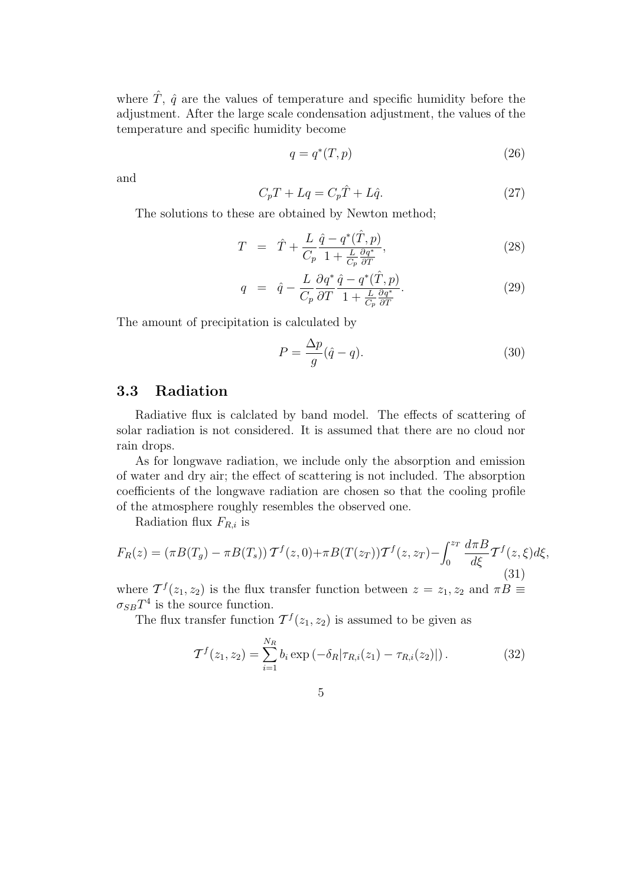where $\hat{T}$, $\hat{q}$ are the values of temperature and specific humidity before the adjustment. After the large scale condensation adjustment, the values of the temperature and specific humidity become

$$q = q^*(T, p) \tag{26}$$

and

$$C_p T + Lq = C_p \hat{T} + L\hat{q}. \tag{27}$$

The solutions to these are obtained by Newton method;

$$T = \hat{T} + \frac{L}{C_p} \frac{\hat{q} - q^*(\hat{T}, p)}{1 + \frac{L}{C_p}\frac{\partial q^*}{\partial T}}, \tag{28}$$

$$q = \hat{q} - \frac{L}{C_p}\frac{\partial q^*}{\partial T} \frac{\hat{q} - q^*(\hat{T}, p)}{1 + \frac{L}{C_p}\frac{\partial q^*}{\partial T}}. \tag{29}$$

The amount of precipitation is calculated by

$$P = \frac{\Delta p}{g}(\hat{q} - q). \tag{30}$$

## 3.3 Radiation

Radiative flux is calclated by band model. The effects of scattering of solar radiation is not considered. It is assumed that there are no cloud nor rain drops.

As for longwave radiation, we include only the absorption and emission of water and dry air; the effect of scattering is not included. The absorption coefficients of the longwave radiation are chosen so that the cooling profile of the atmosphere roughly resembles the observed one.

Radiation flux $F_{R,i}$ is

$$F_R(z) = \left(\pi B(T_g) - \pi B(T_s)\right) \mathcal{T}^f(z, 0) + \pi B(T(z_T)) \mathcal{T}^f(z, z_T) - \int_0^{z_T} \frac{d\pi B}{d\xi} \mathcal{T}^f(z, \xi) d\xi, \tag{31}$$

where $\mathcal{T}^f(z_1, z_2)$ is the flux transfer function between $z = z_1, z_2$ and $\pi B \equiv \sigma_{SB} T^4$ is the source function.

The flux transfer function $\mathcal{T}^f(z_1, z_2)$ is assumed to be given as

$$\mathcal{T}^f(z_1, z_2) = \sum_{i=1}^{N_R} b_i \exp\left(-\delta_R |\tau_{R,i}(z_1) - \tau_{R,i}(z_2)|\right). \tag{32}$$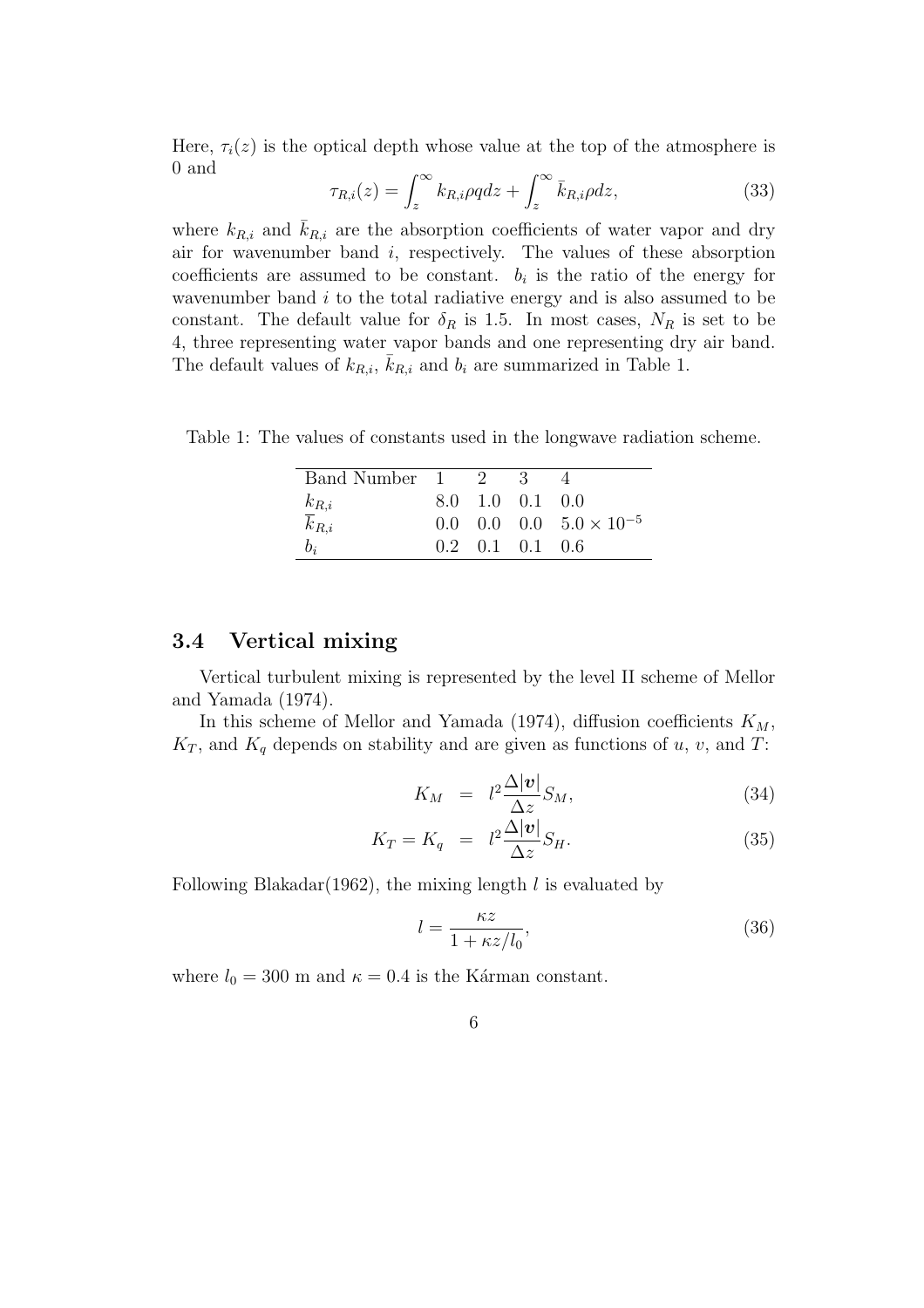Here, $\tau_i(z)$ is the optical depth whose value at the top of the atmosphere is 0 and

$$
\tau_{R,i}(z) = \int_z^\infty k_{R,i} \rho q dz + \int_z^\infty \bar{k}_{R,i} \rho dz, \tag{33}
$$

where $k_{R,i}$ and $\bar{k}_{R,i}$ are the absorption coefficients of water vapor and dry air for wavenumber band $i$, respectively. The values of these absorption coefficients are assumed to be constant. $b_i$ is the ratio of the energy for wavenumber band $i$ to the total radiative energy and is also assumed to be constant. The default value for $\delta_R$ is 1.5. In most cases, $N_R$ is set to be 4, three representing water vapor bands and one representing dry air band. The default values of $k_{R,i}$, $\bar{k}_{R,i}$ and $b_i$ are summarized in Table 1.

Table 1: The values of constants used in the longwave radiation scheme.

| Band Number | 1 | 2 | 3 | 4 |
|---|---|---|---|---|
| $k_{R,i}$ | 8.0 | 1.0 | 0.1 | 0.0 |
| $\overline{k}_{R,i}$ | 0.0 | 0.0 | 0.0 | $5.0 \times 10^{-5}$ |
| $b_i$ | 0.2 | 0.1 | 0.1 | 0.6 |

### 3.4 Vertical mixing

Vertical turbulent mixing is represented by the level II scheme of Mellor and Yamada (1974).

In this scheme of Mellor and Yamada (1974), diffusion coefficients $K_M$, $K_T$, and $K_q$ depends on stability and are given as functions of $u$, $v$, and $T$:

$$
K_M = l^2 \frac{\Delta |\boldsymbol{v}|}{\Delta z} S_M, \tag{34}
$$

$$
K_T = K_q = l^2 \frac{\Delta |\boldsymbol{v}|}{\Delta z} S_H. \tag{35}
$$

Following Blakadar(1962), the mixing length $l$ is evaluated by

$$
l = \frac{\kappa z}{1 + \kappa z / l_0}, \tag{36}
$$

where $l_0 = 300$ m and $\kappa = 0.4$ is the Kárman constant.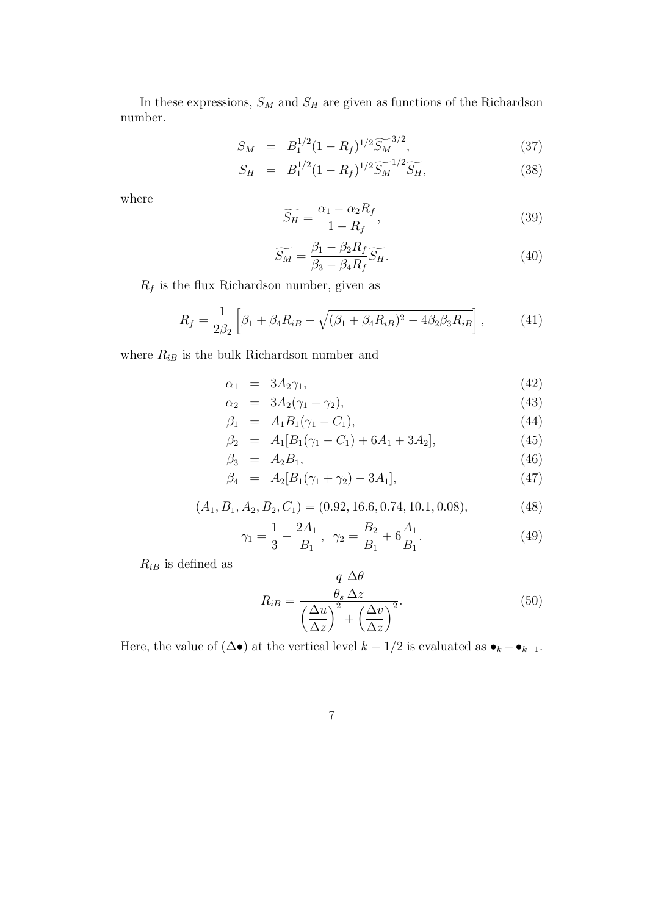In these expressions, $S_M$ and $S_H$ are given as functions of the Richardson number.

$$
\begin{aligned}
S_M &= B_1^{1/2}(1 - R_f)^{1/2}\widetilde{S_M}^{3/2}, &(37)\\
S_H &= B_1^{1/2}(1 - R_f)^{1/2}\widetilde{S_M}^{1/2}\widetilde{S_H}, &(38)
\end{aligned}
$$

where

$$
\widetilde{S_H} = \frac{\alpha_1 - \alpha_2 R_f}{1 - R_f}, \tag{39}
$$

$$
\widetilde{S_M} = \frac{\beta_1 - \beta_2 R_f}{\beta_3 - \beta_4 R_f}\widetilde{S_H}. \tag{40}
$$

$R_f$ is the flux Richardson number, given as

$$
R_f = \frac{1}{2\beta_2}\left[\beta_1 + \beta_4 R_{iB} - \sqrt{(\beta_1 + \beta_4 R_{iB})^2 - 4\beta_2\beta_3 R_{iB}}\right], \tag{41}
$$

where $R_{iB}$ is the bulk Richardson number and

$$
\begin{aligned}
\alpha_1 &= 3A_2\gamma_1, &(42)\\
\alpha_2 &= 3A_2(\gamma_1 + \gamma_2), &(43)\\
\beta_1 &= A_1 B_1(\gamma_1 - C_1), &(44)\\
\beta_2 &= A_1[B_1(\gamma_1 - C_1) + 6A_1 + 3A_2], &(45)\\
\beta_3 &= A_2 B_1, &(46)\\
\beta_4 &= A_2[B_1(\gamma_1 + \gamma_2) - 3A_1], &(47)
\end{aligned}
$$

$$
(A_1, B_1, A_2, B_2, C_1) = (0.92, 16.6, 0.74, 10.1, 0.08), \tag{48}
$$

$$
\gamma_1 = \frac{1}{3} - \frac{2A_1}{B_1}\,, \quad \gamma_2 = \frac{B_2}{B_1} + 6\frac{A_1}{B_1}. \tag{49}
$$

$R_{iB}$ is defined as

$$
R_{iB} = \frac{\dfrac{g}{\theta_s}\dfrac{\Delta\theta}{\Delta z}}{\left(\dfrac{\Delta u}{\Delta z}\right)^2 + \left(\dfrac{\Delta v}{\Delta z}\right)^2}. \tag{50}
$$

Here, the value of $(\Delta\bullet)$ at the vertical level $k - 1/2$ is evaluated as $\bullet_k - \bullet_{k-1}$.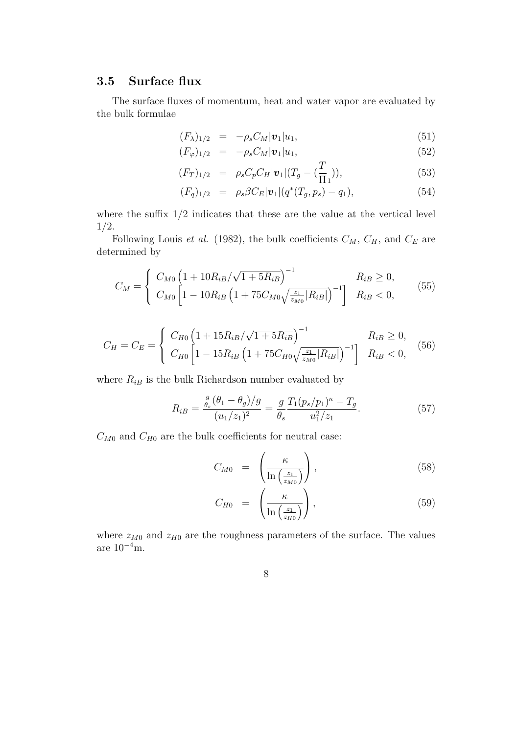### 3.5 Surface flux

The surface fluxes of momentum, heat and water vapor are evaluated by the bulk formulae

$$
\begin{aligned}
(F_\lambda)_{1/2} &= -\rho_s C_M |\boldsymbol{v}_1| u_1, && (51)\\
(F_\varphi)_{1/2} &= -\rho_s C_M |\boldsymbol{v}_1| u_1, && (52)\\
(F_T)_{1/2} &= \rho_s C_p C_H |\boldsymbol{v}_1| (T_g - (\frac{T}{\Pi_1})), && (53)\\
(F_q)_{1/2} &= \rho_s \beta C_E |\boldsymbol{v}_1| (q^*(T_g, p_s) - q_1), && (54)
\end{aligned}
$$

where the suffix 1/2 indicates that these are the value at the vertical level 1/2.

Following Louis *et al.* (1982), the bulk coefficients $C_M$, $C_H$, and $C_E$ are determined by

$$
C_M = \left\{ \begin{array}{ll} C_{M0}\left(1 + 10R_{iB}/\sqrt{1+5R_{iB}}\right)^{-1} & R_{iB} \geq 0, \\ C_{M0}\left[1 - 10R_{iB}\left(1 + 75C_{M0}\sqrt{\frac{z_1}{z_{M0}}|R_{iB}|}\right)^{-1}\right] & R_{iB} < 0, \end{array} \right. \tag{55}
$$

$$
C_H = C_E = \left\{ \begin{array}{ll} C_{H0}\left(1 + 15R_{iB}/\sqrt{1+5R_{iB}}\right)^{-1} & R_{iB} \geq 0, \\ C_{H0}\left[1 - 15R_{iB}\left(1 + 75C_{H0}\sqrt{\frac{z_1}{z_{M0}}|R_{iB}|}\right)^{-1}\right] & R_{iB} < 0, \end{array} \right. \tag{56}
$$

where $R_{iB}$ is the bulk Richardson number evaluated by

$$
R_{iB} = \frac{\frac{g}{\theta_s}(\theta_1 - \theta_g)/g}{(u_1/z_1)^2} = \frac{g}{\theta_s}\frac{T_1(p_s/p_1)^\kappa - T_g}{u_1^2/z_1}. \tag{57}
$$

$C_{M0}$ and $C_{H0}$ are the bulk coefficients for neutral case:

$$
\begin{aligned}
C_{M0} &= \left(\frac{\kappa}{\ln\left(\frac{z_1}{z_{M0}}\right)}\right), && (58)\\
C_{H0} &= \left(\frac{\kappa}{\ln\left(\frac{z_1}{z_{H0}}\right)}\right), && (59)
\end{aligned}
$$

where $z_{M0}$ and $z_{H0}$ are the roughness parameters of the surface. The values are $10^{-4}$m.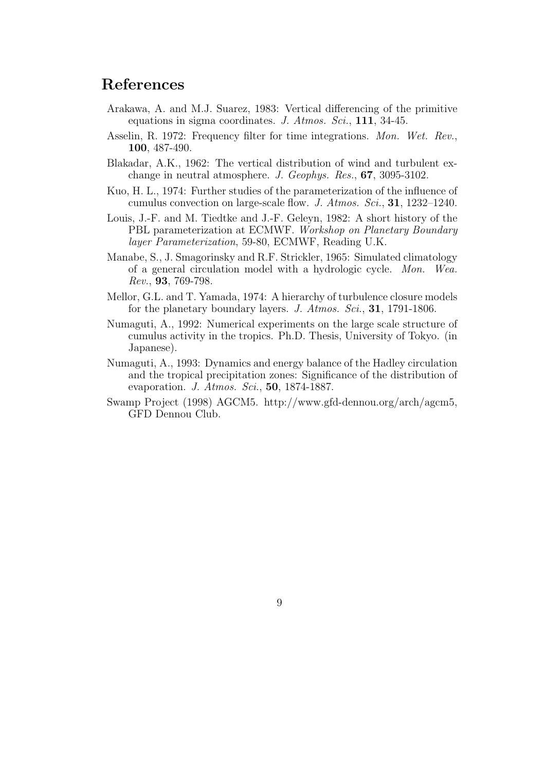# References

Arakawa, A. and M.J. Suarez, 1983: Vertical differencing of the primitive equations in sigma coordinates. *J. Atmos. Sci.*, **111**, 34-45.

Asselin, R. 1972: Frequency filter for time integrations. *Mon. Wet. Rev.*, **100**, 487-490.

Blakadar, A.K., 1962: The vertical distribution of wind and turbulent exchange in neutral atmosphere. *J. Geophys. Res.*, **67**, 3095-3102.

Kuo, H. L., 1974: Further studies of the parameterization of the influence of cumulus convection on large-scale flow. *J. Atmos. Sci.*, **31**, 1232–1240.

Louis, J.-F. and M. Tiedtke and J.-F. Geleyn, 1982: A short history of the PBL parameterization at ECMWF. *Workshop on Planetary Boundary layer Parameterization*, 59-80, ECMWF, Reading U.K.

Manabe, S., J. Smagorinsky and R.F. Strickler, 1965: Simulated climatology of a general circulation model with a hydrologic cycle. *Mon. Wea. Rev.*, **93**, 769-798.

Mellor, G.L. and T. Yamada, 1974: A hierarchy of turbulence closure models for the planetary boundary layers. *J. Atmos. Sci.*, **31**, 1791-1806.

Numaguti, A., 1992: Numerical experiments on the large scale structure of cumulus activity in the tropics. Ph.D. Thesis, University of Tokyo. (in Japanese).

Numaguti, A., 1993: Dynamics and energy balance of the Hadley circulation and the tropical precipitation zones: Significance of the distribution of evaporation. *J. Atmos. Sci.*, **50**, 1874-1887.

Swamp Project (1998) AGCM5. http://www.gfd-dennou.org/arch/agcm5, GFD Dennou Club.